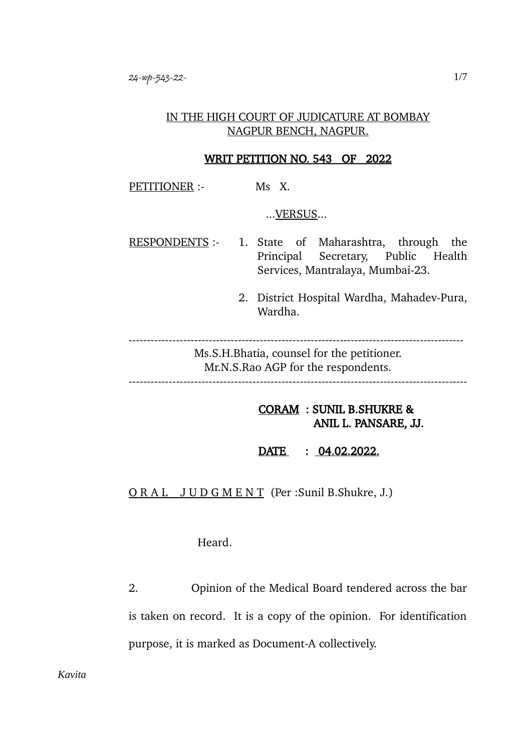IN THE HIGH COURT OF JUDICATURE AT BOMBAY
NAGPUR BENCH, NAGPUR.

**WRIT PETITION NO. 543 OF 2022**

PETITIONER :- Ms X.

...VERSUS...

RESPONDENTS :-

1. State of Maharashtra, through the Principal Secretary, Public Health Services, Mantralaya, Mumbai-23.
2. District Hospital Wardha, Mahadev-Pura, Wardha.

---

Ms.S.H.Bhatia, counsel for the petitioner.
Mr.N.S.Rao AGP for the respondents.

---

**CORAM : SUNIL B.SHUKRE & ANIL L. PANSARE, JJ.**

**DATE : 04.02.2022.**

O R A L J U D G M E N T (Per :Sunil B.Shukre, J.)

Heard.

2. Opinion of the Medical Board tendered across the bar is taken on record. It is a copy of the opinion. For identification purpose, it is marked as Document-A collectively.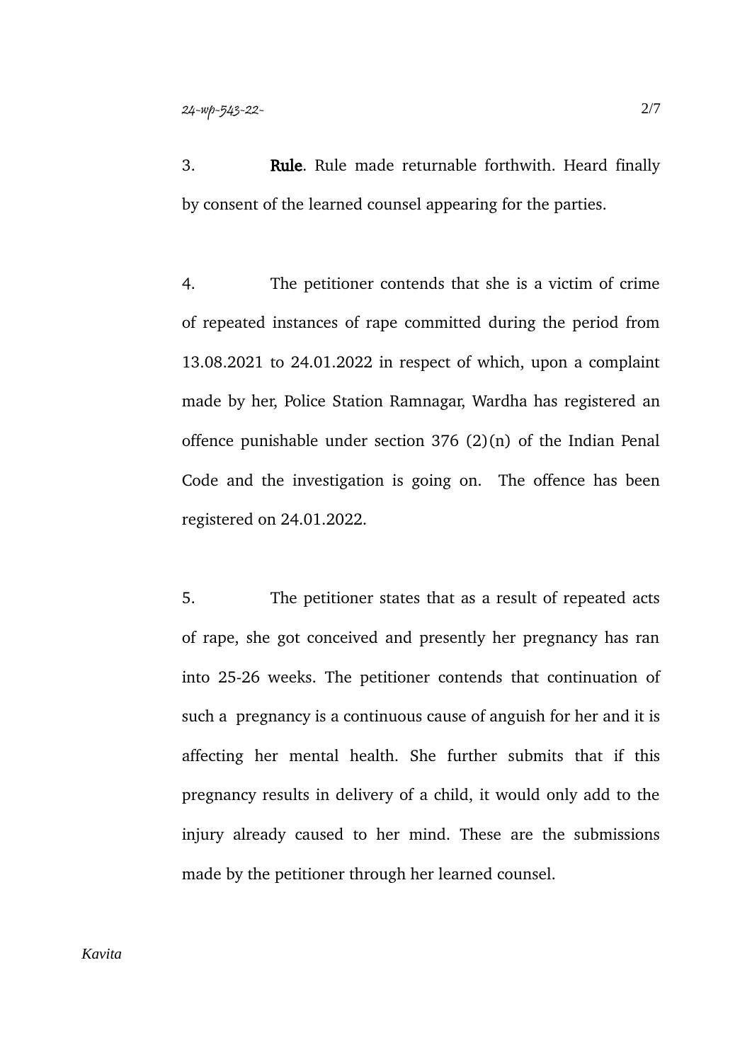3. **Rule**. Rule made returnable forthwith. Heard finally by consent of the learned counsel appearing for the parties.

4. The petitioner contends that she is a victim of crime of repeated instances of rape committed during the period from 13.08.2021 to 24.01.2022 in respect of which, upon a complaint made by her, Police Station Ramnagar, Wardha has registered an offence punishable under section 376 (2)(n) of the Indian Penal Code and the investigation is going on. The offence has been registered on 24.01.2022.

5. The petitioner states that as a result of repeated acts of rape, she got conceived and presently her pregnancy has ran into 25-26 weeks. The petitioner contends that continuation of such a pregnancy is a continuous cause of anguish for her and it is affecting her mental health. She further submits that if this pregnancy results in delivery of a child, it would only add to the injury already caused to her mind. These are the submissions made by the petitioner through her learned counsel.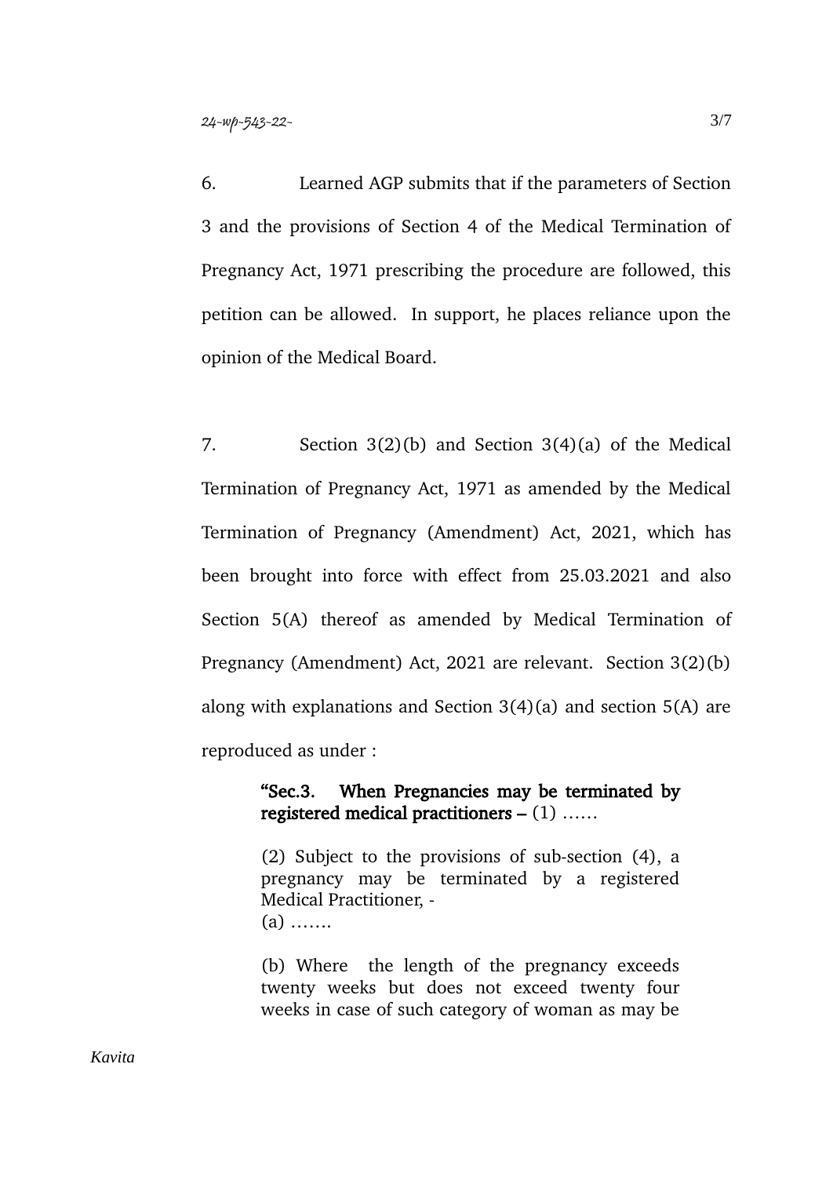6. Learned AGP submits that if the parameters of Section 3 and the provisions of Section 4 of the Medical Termination of Pregnancy Act, 1971 prescribing the procedure are followed, this petition can be allowed. In support, he places reliance upon the opinion of the Medical Board.

7. Section 3(2)(b) and Section 3(4)(a) of the Medical Termination of Pregnancy Act, 1971 as amended by the Medical Termination of Pregnancy (Amendment) Act, 2021, which has been brought into force with effect from 25.03.2021 and also Section 5(A) thereof as amended by Medical Termination of Pregnancy (Amendment) Act, 2021 are relevant. Section 3(2)(b) along with explanations and Section 3(4)(a) and section 5(A) are reproduced as under :

> **"Sec.3. When Pregnancies may be terminated by registered medical practitioners –** (1) ……
>
> (2) Subject to the provisions of sub-section (4), a pregnancy may be terminated by a registered Medical Practitioner, -
> (a) …….
>
> (b) Where the length of the pregnancy exceeds twenty weeks but does not exceed twenty four weeks in case of such category of woman as may be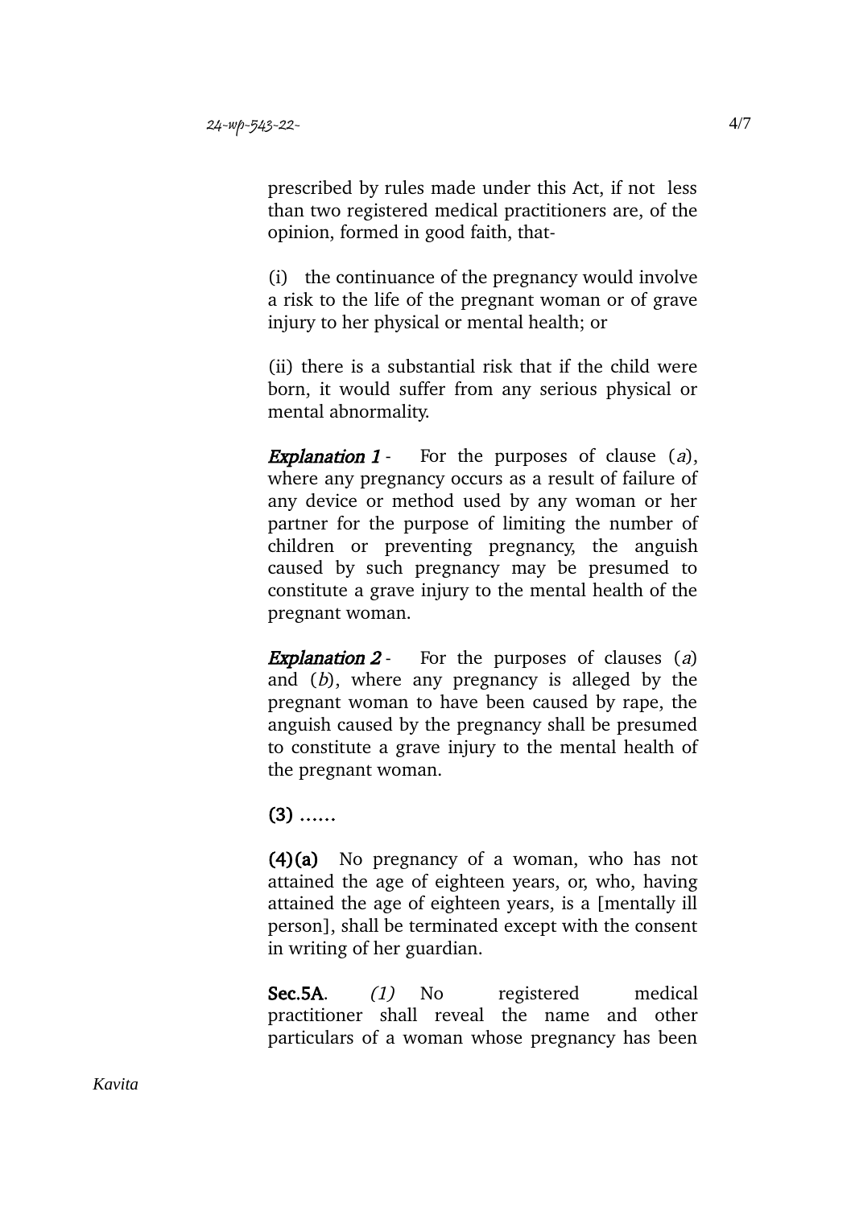prescribed by rules made under this Act, if not less than two registered medical practitioners are, of the opinion, formed in good faith, that-

(i) the continuance of the pregnancy would involve a risk to the life of the pregnant woman or of grave injury to her physical or mental health; or

(ii) there is a substantial risk that if the child were born, it would suffer from any serious physical or mental abnormality.

***Explanation 1*** - For the purposes of clause (*a*), where any pregnancy occurs as a result of failure of any device or method used by any woman or her partner for the purpose of limiting the number of children or preventing pregnancy, the anguish caused by such pregnancy may be presumed to constitute a grave injury to the mental health of the pregnant woman.

***Explanation 2*** - For the purposes of clauses (*a*) and (*b*), where any pregnancy is alleged by the pregnant woman to have been caused by rape, the anguish caused by the pregnancy shall be presumed to constitute a grave injury to the mental health of the pregnant woman.

**(3)** ……

**(4)(a)** No pregnancy of a woman, who has not attained the age of eighteen years, or, who, having attained the age of eighteen years, is a [mentally ill person], shall be terminated except with the consent in writing of her guardian.

**Sec.5A**. *(1)* No registered medical practitioner shall reveal the name and other particulars of a woman whose pregnancy has been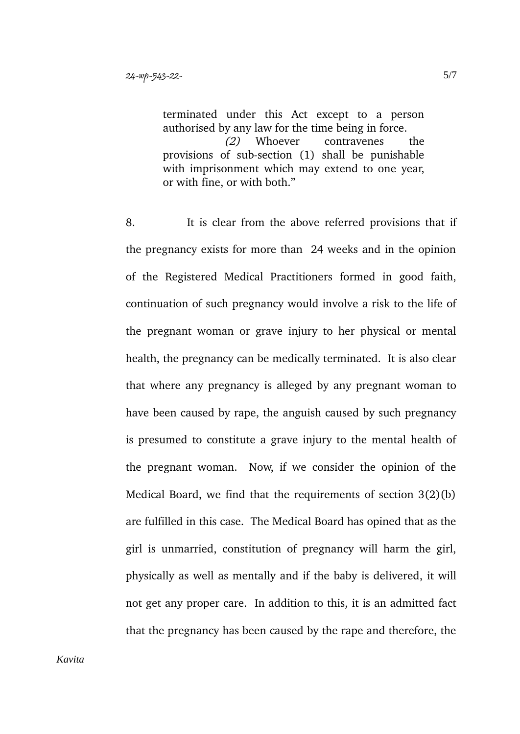> terminated under this Act except to a person authorised by any law for the time being in force.
>
> *(2)* Whoever contravenes the provisions of sub-section (1) shall be punishable with imprisonment which may extend to one year, or with fine, or with both."

8. It is clear from the above referred provisions that if the pregnancy exists for more than 24 weeks and in the opinion of the Registered Medical Practitioners formed in good faith, continuation of such pregnancy would involve a risk to the life of the pregnant woman or grave injury to her physical or mental health, the pregnancy can be medically terminated. It is also clear that where any pregnancy is alleged by any pregnant woman to have been caused by rape, the anguish caused by such pregnancy is presumed to constitute a grave injury to the mental health of the pregnant woman. Now, if we consider the opinion of the Medical Board, we find that the requirements of section 3(2)(b) are fulfilled in this case. The Medical Board has opined that as the girl is unmarried, constitution of pregnancy will harm the girl, physically as well as mentally and if the baby is delivered, it will not get any proper care. In addition to this, it is an admitted fact that the pregnancy has been caused by the rape and therefore, the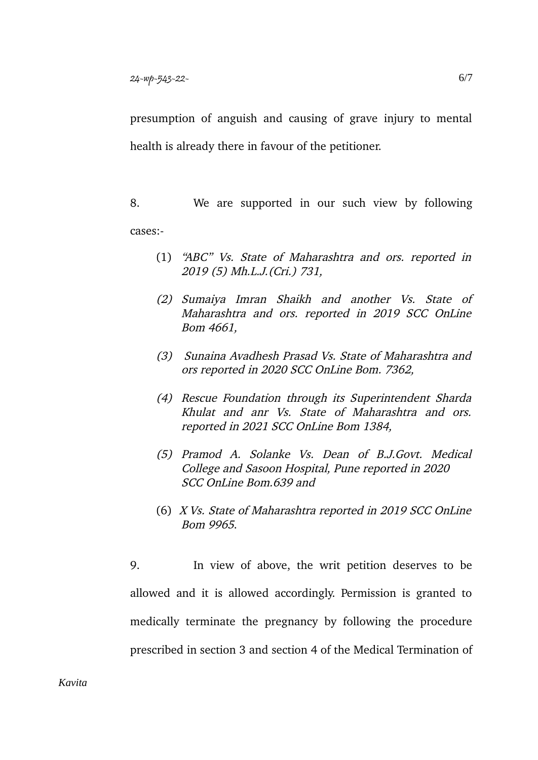presumption of anguish and causing of grave injury to mental health is already there in favour of the petitioner.

8. We are supported in our such view by following cases:-

(1) *"ABC" Vs. State of Maharashtra and ors. reported in 2019 (5) Mh.L.J.(Cri.) 731,*

*(2) Sumaiya Imran Shaikh and another Vs. State of Maharashtra and ors. reported in 2019 SCC OnLine Bom 4661,*

*(3) Sunaina Avadhesh Prasad Vs. State of Maharashtra and ors reported in 2020 SCC OnLine Bom. 7362,*

*(4) Rescue Foundation through its Superintendent Sharda Khulat and anr Vs. State of Maharashtra and ors. reported in 2021 SCC OnLine Bom 1384,*

*(5) Pramod A. Solanke Vs. Dean of B.J.Govt. Medical College and Sasoon Hospital, Pune reported in 2020 SCC OnLine Bom.639 and*

(6) *X Vs. State of Maharashtra reported in 2019 SCC OnLine Bom 9965*.

9. In view of above, the writ petition deserves to be allowed and it is allowed accordingly. Permission is granted to medically terminate the pregnancy by following the procedure prescribed in section 3 and section 4 of the Medical Termination of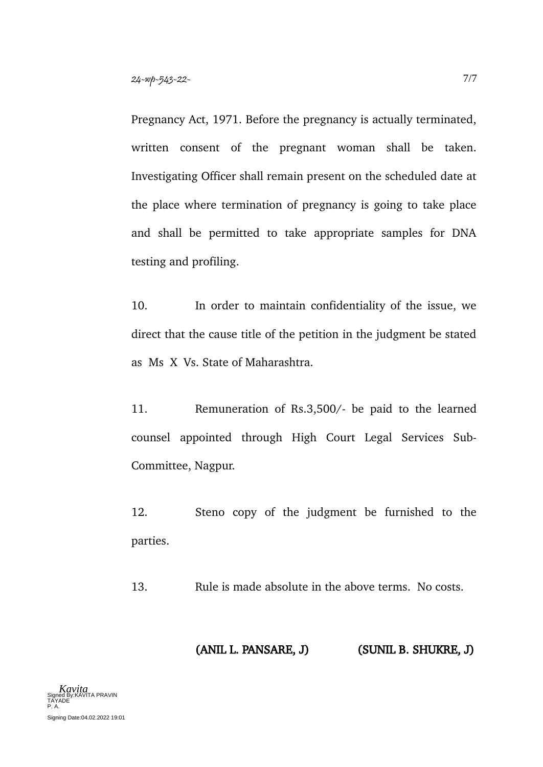Pregnancy Act, 1971. Before the pregnancy is actually terminated, written consent of the pregnant woman shall be taken. Investigating Officer shall remain present on the scheduled date at the place where termination of pregnancy is going to take place and shall be permitted to take appropriate samples for DNA testing and profiling.

10. In order to maintain confidentiality of the issue, we direct that the cause title of the petition in the judgment be stated as Ms X Vs. State of Maharashtra.

11. Remuneration of Rs.3,500/- be paid to the learned counsel appointed through High Court Legal Services Sub-Committee, Nagpur.

12. Steno copy of the judgment be furnished to the parties.

13. Rule is made absolute in the above terms. No costs.

**(ANIL L. PANSARE, J)** **(SUNIL B. SHUKRE, J)**

*Kavita*
P. A.

Signed By:KAVITA PRAVIN TAYADE
Signing Date:04.02.2022 19:01